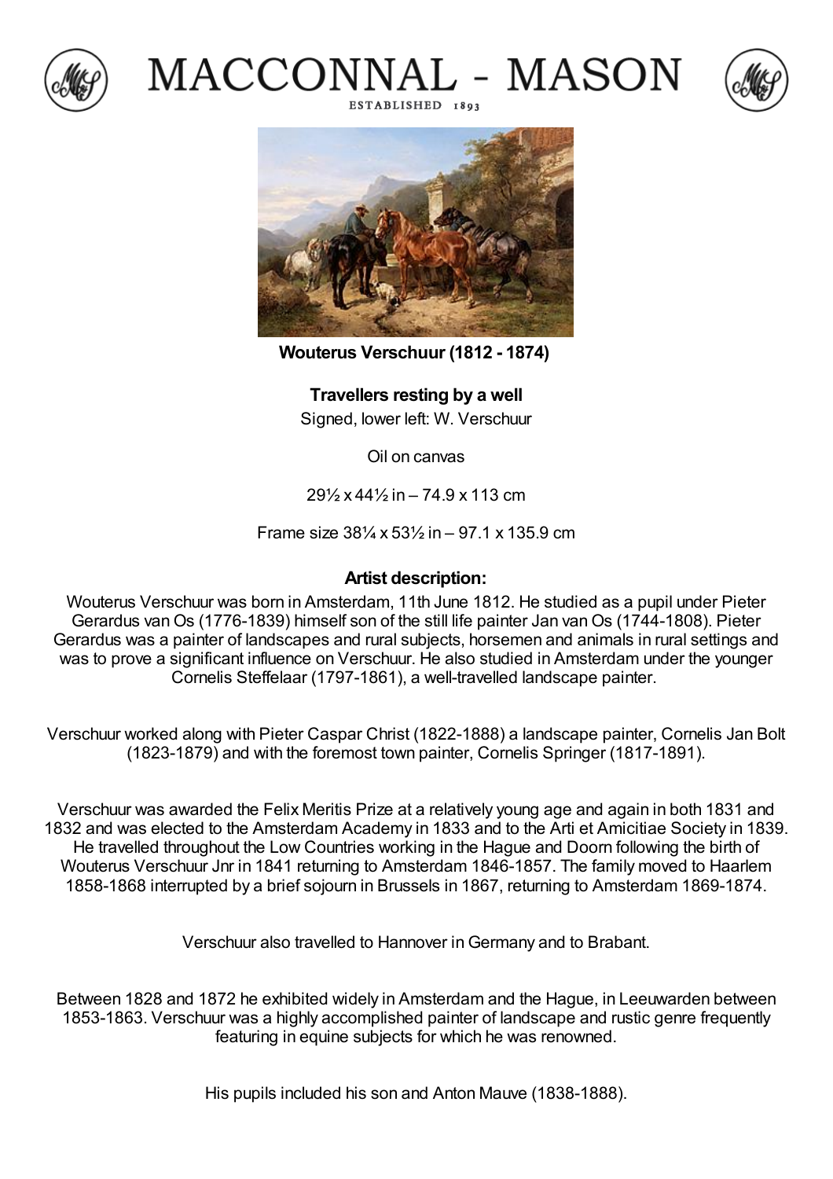# MACCONNAL - MASON

ESTABLISHED 1893

**Wouterus Verschuur (1812 - 1874)**

**Travellers resting by a well**

Signed, lower left: W. Verschuur

Oil on canvas

29½ x 44½ in – 74.9 x 113 cm

Frame size 38¼ x 53½ in – 97.1 x 135.9 cm

**Artist description:**

Wouterus Verschuur was born in Amsterdam, 11th June 1812. He studied as a pupil under Pieter Gerardus van Os (1776-1839) himself son of the still life painter Jan van Os (1744-1808). Pieter Gerardus was a painter of landscapes and rural subjects, horsemen and animals in rural settings and was to prove a significant influence on Verschuur. He also studied in Amsterdam under the younger Cornelis Steffelaar (1797-1861), a well-travelled landscape painter.

Verschuur worked along with Pieter Caspar Christ (1822-1888) a landscape painter, Cornelis Jan Bolt (1823-1879) and with the foremost town painter, Cornelis Springer (1817-1891).

Verschuur was awarded the Felix Meritis Prize at a relatively young age and again in both 1831 and 1832 and was elected to the Amsterdam Academy in 1833 and to the Arti et Amicitiae Society in 1839. He travelled throughout the Low Countries working in the Hague and Doorn following the birth of Wouterus Verschuur Jnr in 1841 returning to Amsterdam 1846-1857. The family moved to Haarlem 1858-1868 interrupted by a brief sojourn in Brussels in 1867, returning to Amsterdam 1869-1874.

Verschuur also travelled to Hannover in Germany and to Brabant.

Between 1828 and 1872 he exhibited widely in Amsterdam and the Hague, in Leeuwarden between 1853-1863. Verschuur was a highly accomplished painter of landscape and rustic genre frequently featuring in equine subjects for which he was renowned.

His pupils included his son and Anton Mauve (1838-1888).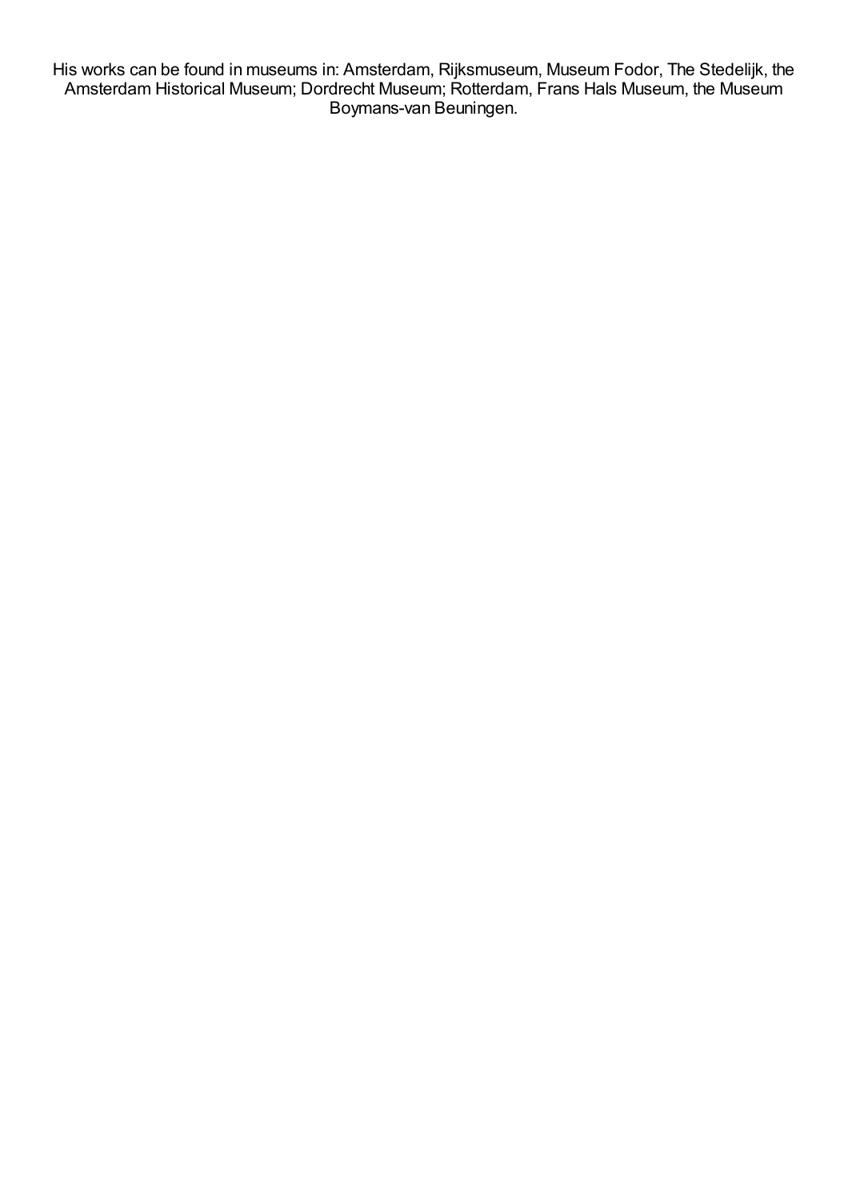His works can be found in museums in: Amsterdam, Rijksmuseum, Museum Fodor, The Stedelijk, the Amsterdam Historical Museum; Dordrecht Museum; Rotterdam, Frans Hals Museum, the Museum Boymans-van Beuningen.